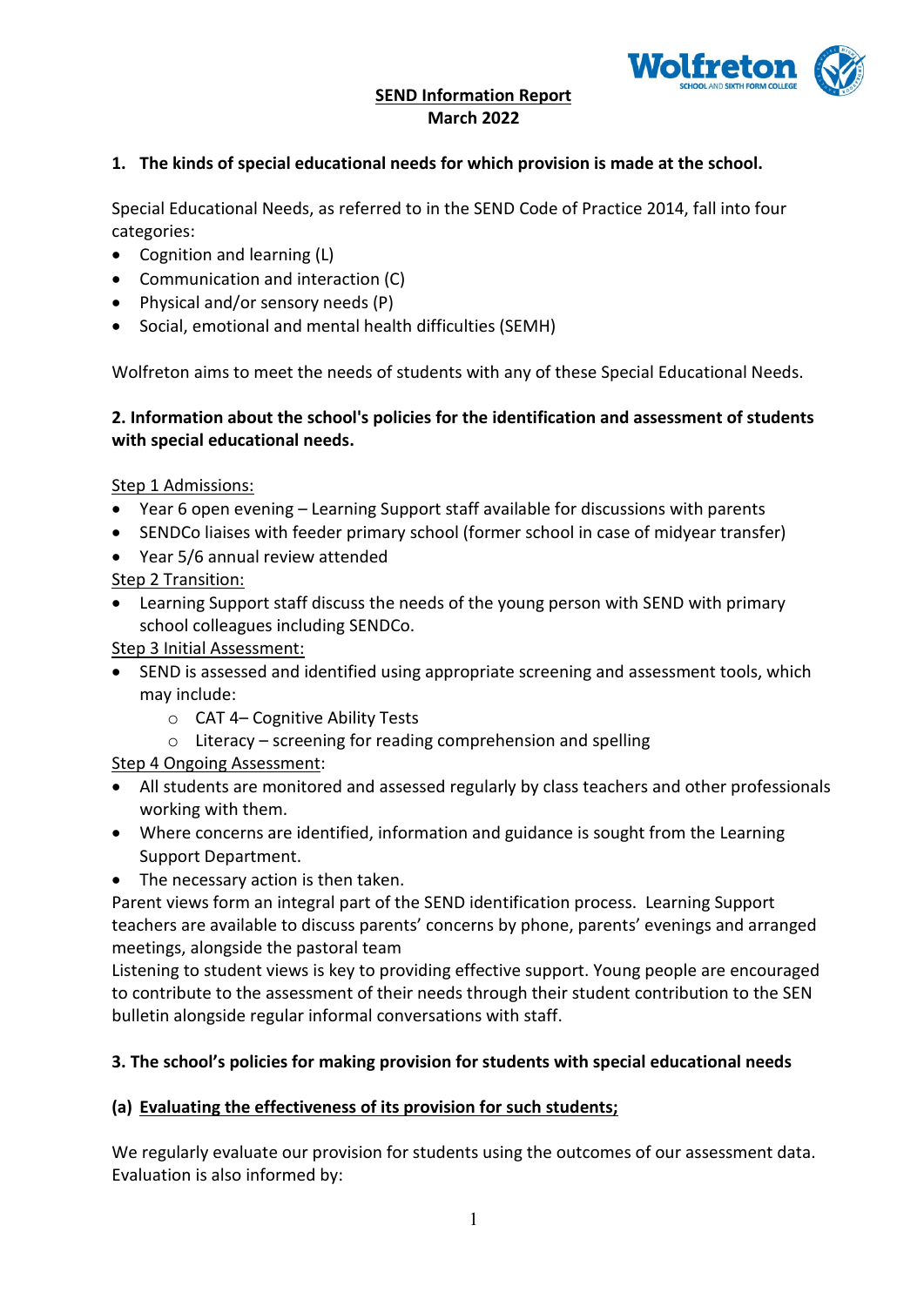# SEND Information Report
**March 2022**

## 1. The kinds of special educational needs for which provision is made at the school.

Special Educational Needs, as referred to in the SEND Code of Practice 2014, fall into four categories:

- Cognition and learning (L)
- Communication and interaction (C)
- Physical and/or sensory needs (P)
- Social, emotional and mental health difficulties (SEMH)

Wolfreton aims to meet the needs of students with any of these Special Educational Needs.

## 2. Information about the school's policies for the identification and assessment of students with special educational needs.

Step 1 Admissions:

- Year 6 open evening – Learning Support staff available for discussions with parents
- SENDCo liaises with feeder primary school (former school in case of midyear transfer)
- Year 5/6 annual review attended

Step 2 Transition:

- Learning Support staff discuss the needs of the young person with SEND with primary school colleagues including SENDCo.

Step 3 Initial Assessment:

- SEND is assessed and identified using appropriate screening and assessment tools, which may include:
  - CAT 4– Cognitive Ability Tests
  - Literacy – screening for reading comprehension and spelling

Step 4 Ongoing Assessment:

- All students are monitored and assessed regularly by class teachers and other professionals working with them.
- Where concerns are identified, information and guidance is sought from the Learning Support Department.
- The necessary action is then taken.

Parent views form an integral part of the SEND identification process. Learning Support teachers are available to discuss parents' concerns by phone, parents' evenings and arranged meetings, alongside the pastoral team

Listening to student views is key to providing effective support. Young people are encouraged to contribute to the assessment of their needs through their student contribution to the SEN bulletin alongside regular informal conversations with staff.

## 3. The school's policies for making provision for students with special educational needs

### (a) Evaluating the effectiveness of its provision for such students;

We regularly evaluate our provision for students using the outcomes of our assessment data. Evaluation is also informed by: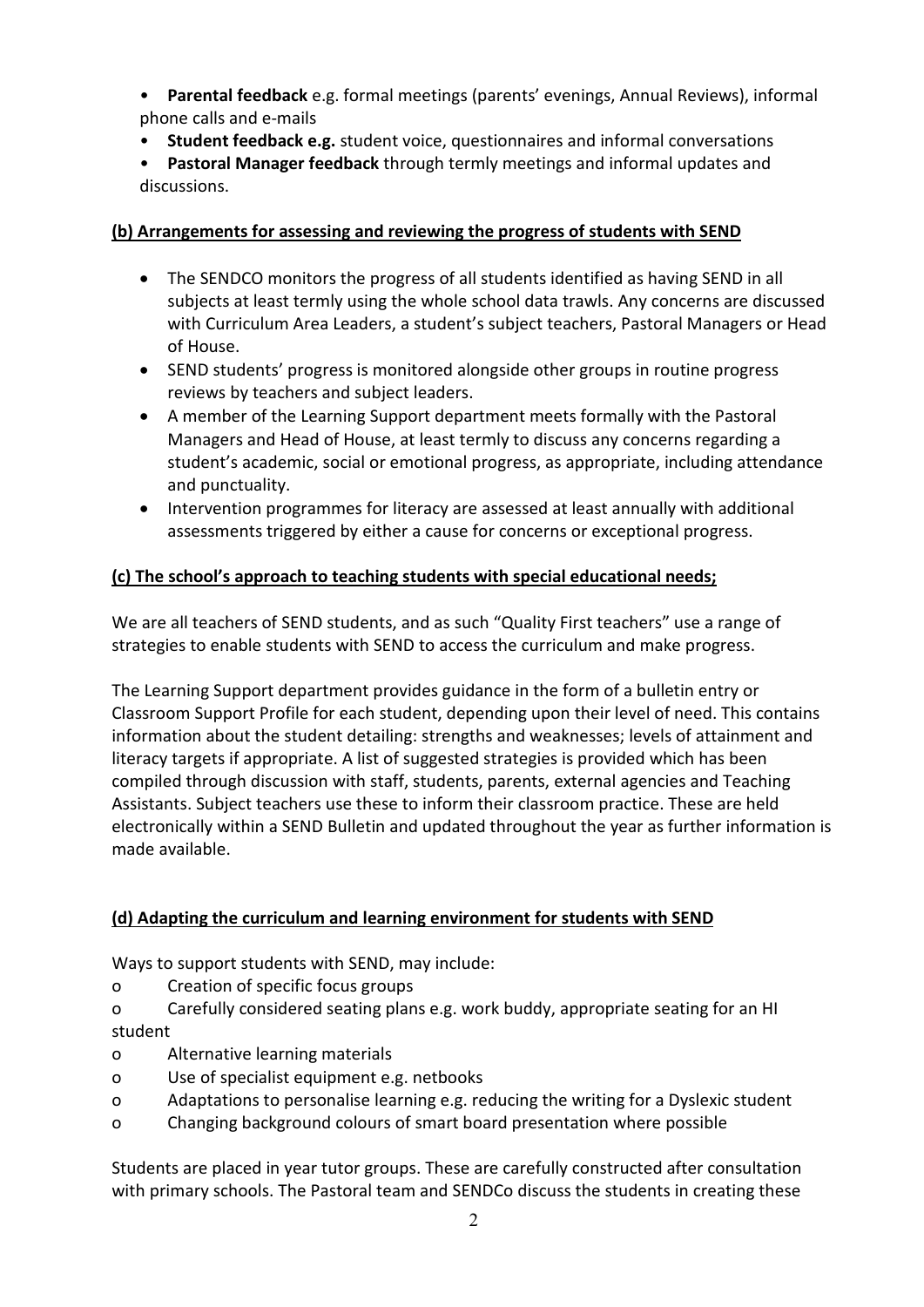- **Parental feedback** e.g. formal meetings (parents' evenings, Annual Reviews), informal phone calls and e-mails
- **Student feedback e.g.** student voice, questionnaires and informal conversations
- **Pastoral Manager feedback** through termly meetings and informal updates and discussions.

**(b) Arrangements for assessing and reviewing the progress of students with SEND**

- The SENDCO monitors the progress of all students identified as having SEND in all subjects at least termly using the whole school data trawls. Any concerns are discussed with Curriculum Area Leaders, a student's subject teachers, Pastoral Managers or Head of House.
- SEND students' progress is monitored alongside other groups in routine progress reviews by teachers and subject leaders.
- A member of the Learning Support department meets formally with the Pastoral Managers and Head of House, at least termly to discuss any concerns regarding a student's academic, social or emotional progress, as appropriate, including attendance and punctuality.
- Intervention programmes for literacy are assessed at least annually with additional assessments triggered by either a cause for concerns or exceptional progress.

**(c) The school's approach to teaching students with special educational needs;**

We are all teachers of SEND students, and as such "Quality First teachers" use a range of strategies to enable students with SEND to access the curriculum and make progress.

The Learning Support department provides guidance in the form of a bulletin entry or Classroom Support Profile for each student, depending upon their level of need. This contains information about the student detailing: strengths and weaknesses; levels of attainment and literacy targets if appropriate. A list of suggested strategies is provided which has been compiled through discussion with staff, students, parents, external agencies and Teaching Assistants. Subject teachers use these to inform their classroom practice. These are held electronically within a SEND Bulletin and updated throughout the year as further information is made available.

**(d) Adapting the curriculum and learning environment for students with SEND**

Ways to support students with SEND, may include:

- Creation of specific focus groups
- Carefully considered seating plans e.g. work buddy, appropriate seating for an HI student
- Alternative learning materials
- Use of specialist equipment e.g. netbooks
- Adaptations to personalise learning e.g. reducing the writing for a Dyslexic student
- Changing background colours of smart board presentation where possible

Students are placed in year tutor groups. These are carefully constructed after consultation with primary schools. The Pastoral team and SENDCo discuss the students in creating these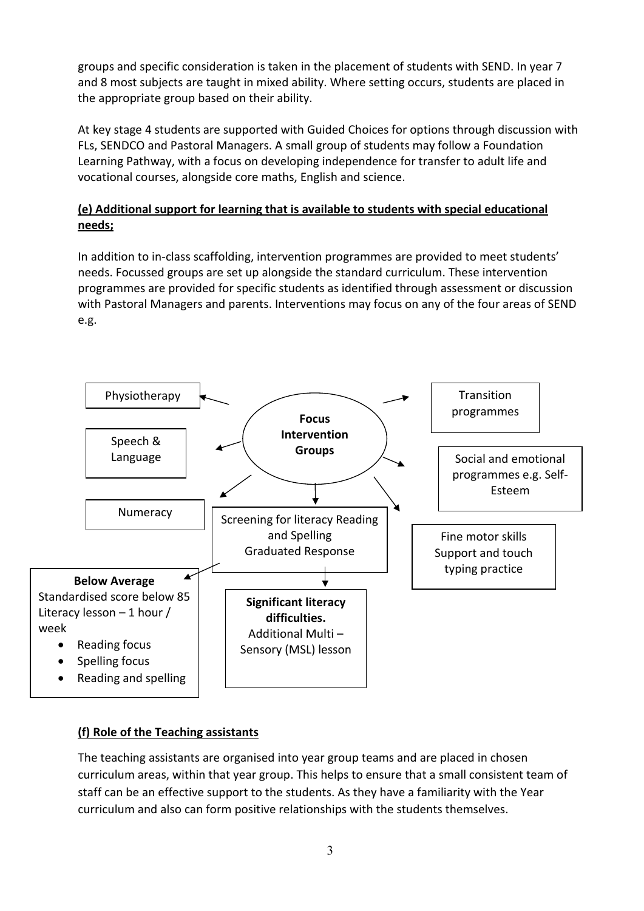groups and specific consideration is taken in the placement of students with SEND. In year 7 and 8 most subjects are taught in mixed ability. Where setting occurs, students are placed in the appropriate group based on their ability.

At key stage 4 students are supported with Guided Choices for options through discussion with FLs, SENDCO and Pastoral Managers. A small group of students may follow a Foundation Learning Pathway, with a focus on developing independence for transfer to adult life and vocational courses, alongside core maths, English and science.

**(e) Additional support for learning that is available to students with special educational needs;**

In addition to in-class scaffolding, intervention programmes are provided to meet students' needs. Focussed groups are set up alongside the standard curriculum. These intervention programmes are provided for specific students as identified through assessment or discussion with Pastoral Managers and parents. Interventions may focus on any of the four areas of SEND e.g.

**Focus Intervention Groups**

- Physiotherapy
- Speech & Language
- Numeracy
- Transition programmes
- Social and emotional programmes e.g. Self-Esteem
- Fine motor skills Support and touch typing practice
- Screening for literacy Reading and Spelling Graduated Response
  - **Below Average** Standardised score below 85 Literacy lesson – 1 hour / week
    - Reading focus
    - Spelling focus
    - Reading and spelling
  - **Significant literacy difficulties.** Additional Multi – Sensory (MSL) lesson

**(f) Role of the Teaching assistants**

The teaching assistants are organised into year group teams and are placed in chosen curriculum areas, within that year group. This helps to ensure that a small consistent team of staff can be an effective support to the students. As they have a familiarity with the Year curriculum and also can form positive relationships with the students themselves.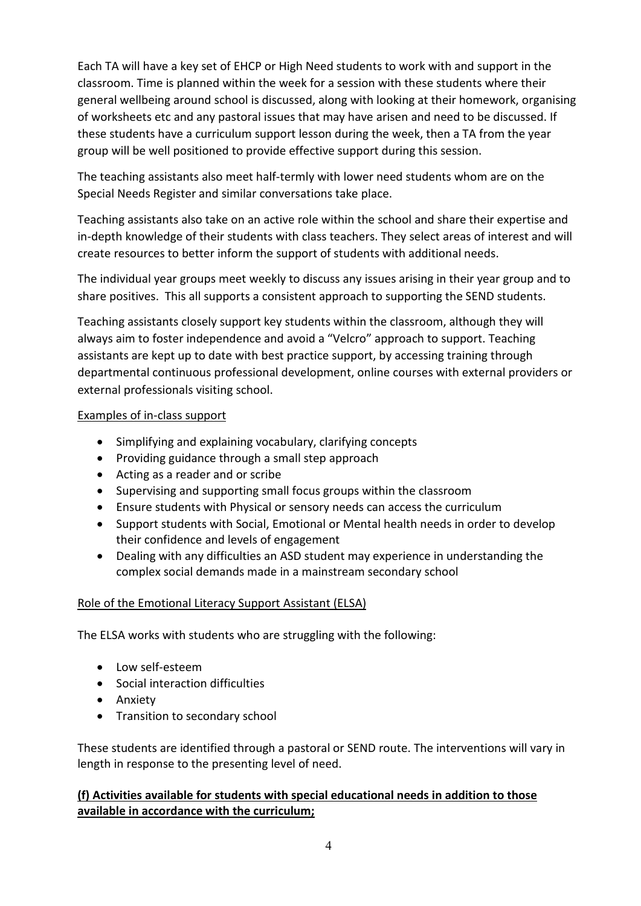Each TA will have a key set of EHCP or High Need students to work with and support in the classroom. Time is planned within the week for a session with these students where their general wellbeing around school is discussed, along with looking at their homework, organising of worksheets etc and any pastoral issues that may have arisen and need to be discussed. If these students have a curriculum support lesson during the week, then a TA from the year group will be well positioned to provide effective support during this session.

The teaching assistants also meet half-termly with lower need students whom are on the Special Needs Register and similar conversations take place.

Teaching assistants also take on an active role within the school and share their expertise and in-depth knowledge of their students with class teachers. They select areas of interest and will create resources to better inform the support of students with additional needs.

The individual year groups meet weekly to discuss any issues arising in their year group and to share positives. This all supports a consistent approach to supporting the SEND students.

Teaching assistants closely support key students within the classroom, although they will always aim to foster independence and avoid a "Velcro" approach to support. Teaching assistants are kept up to date with best practice support, by accessing training through departmental continuous professional development, online courses with external providers or external professionals visiting school.

Examples of in-class support

- Simplifying and explaining vocabulary, clarifying concepts
- Providing guidance through a small step approach
- Acting as a reader and or scribe
- Supervising and supporting small focus groups within the classroom
- Ensure students with Physical or sensory needs can access the curriculum
- Support students with Social, Emotional or Mental health needs in order to develop their confidence and levels of engagement
- Dealing with any difficulties an ASD student may experience in understanding the complex social demands made in a mainstream secondary school

Role of the Emotional Literacy Support Assistant (ELSA)

The ELSA works with students who are struggling with the following:

- Low self-esteem
- Social interaction difficulties
- Anxiety
- Transition to secondary school

These students are identified through a pastoral or SEND route. The interventions will vary in length in response to the presenting level of need.

**(f) Activities available for students with special educational needs in addition to those available in accordance with the curriculum;**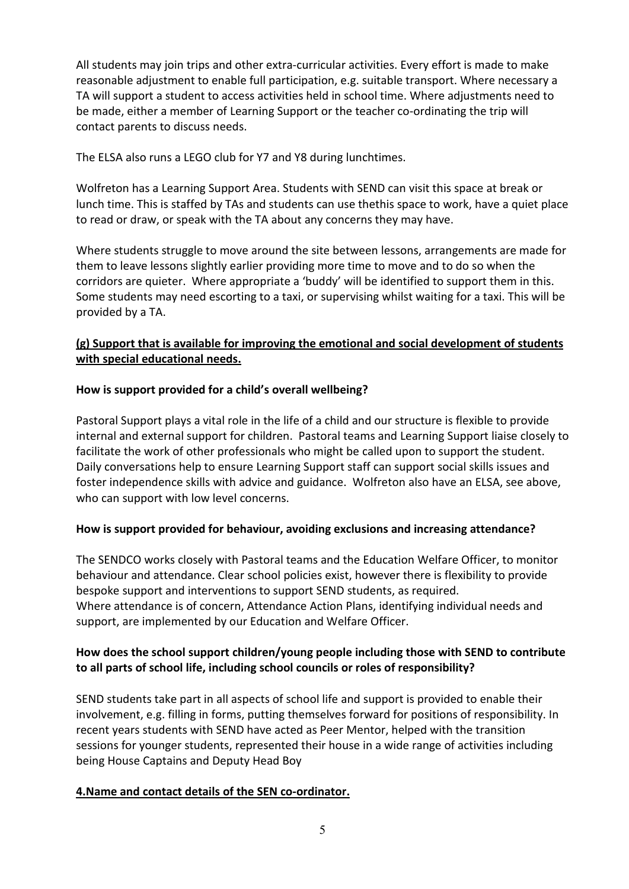All students may join trips and other extra-curricular activities. Every effort is made to make reasonable adjustment to enable full participation, e.g. suitable transport. Where necessary a TA will support a student to access activities held in school time. Where adjustments need to be made, either a member of Learning Support or the teacher co-ordinating the trip will contact parents to discuss needs.

The ELSA also runs a LEGO club for Y7 and Y8 during lunchtimes.

Wolfreton has a Learning Support Area. Students with SEND can visit this space at break or lunch time. This is staffed by TAs and students can use thethis space to work, have a quiet place to read or draw, or speak with the TA about any concerns they may have.

Where students struggle to move around the site between lessons, arrangements are made for them to leave lessons slightly earlier providing more time to move and to do so when the corridors are quieter. Where appropriate a 'buddy' will be identified to support them in this. Some students may need escorting to a taxi, or supervising whilst waiting for a taxi. This will be provided by a TA.

**(g) Support that is available for improving the emotional and social development of students with special educational needs.**

**How is support provided for a child's overall wellbeing?**

Pastoral Support plays a vital role in the life of a child and our structure is flexible to provide internal and external support for children. Pastoral teams and Learning Support liaise closely to facilitate the work of other professionals who might be called upon to support the student. Daily conversations help to ensure Learning Support staff can support social skills issues and foster independence skills with advice and guidance. Wolfreton also have an ELSA, see above, who can support with low level concerns.

**How is support provided for behaviour, avoiding exclusions and increasing attendance?**

The SENDCO works closely with Pastoral teams and the Education Welfare Officer, to monitor behaviour and attendance. Clear school policies exist, however there is flexibility to provide bespoke support and interventions to support SEND students, as required.
Where attendance is of concern, Attendance Action Plans, identifying individual needs and support, are implemented by our Education and Welfare Officer.

**How does the school support children/young people including those with SEND to contribute to all parts of school life, including school councils or roles of responsibility?**

SEND students take part in all aspects of school life and support is provided to enable their involvement, e.g. filling in forms, putting themselves forward for positions of responsibility. In recent years students with SEND have acted as Peer Mentor, helped with the transition sessions for younger students, represented their house in a wide range of activities including being House Captains and Deputy Head Boy

**4.Name and contact details of the SEN co-ordinator.**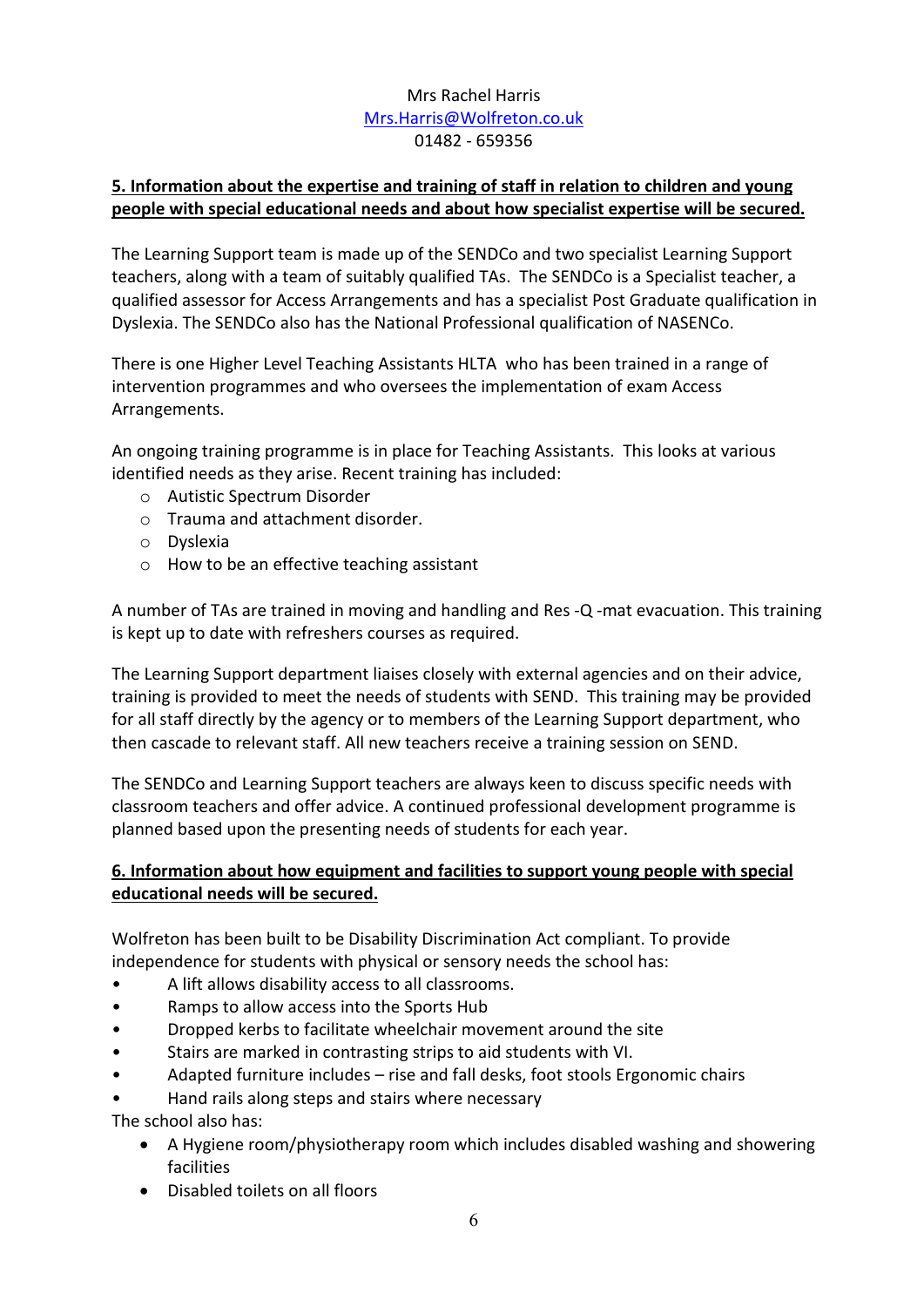Mrs Rachel Harris
Mrs.Harris@Wolfreton.co.uk
01482 - 659356

## 5. Information about the expertise and training of staff in relation to children and young people with special educational needs and about how specialist expertise will be secured.

The Learning Support team is made up of the SENDCo and two specialist Learning Support teachers, along with a team of suitably qualified TAs. The SENDCo is a Specialist teacher, a qualified assessor for Access Arrangements and has a specialist Post Graduate qualification in Dyslexia. The SENDCo also has the National Professional qualification of NASENCo.

There is one Higher Level Teaching Assistants HLTA who has been trained in a range of intervention programmes and who oversees the implementation of exam Access Arrangements.

An ongoing training programme is in place for Teaching Assistants. This looks at various identified needs as they arise. Recent training has included:

- Autistic Spectrum Disorder
- Trauma and attachment disorder.
- Dyslexia
- How to be an effective teaching assistant

A number of TAs are trained in moving and handling and Res -Q -mat evacuation. This training is kept up to date with refreshers courses as required.

The Learning Support department liaises closely with external agencies and on their advice, training is provided to meet the needs of students with SEND. This training may be provided for all staff directly by the agency or to members of the Learning Support department, who then cascade to relevant staff. All new teachers receive a training session on SEND.

The SENDCo and Learning Support teachers are always keen to discuss specific needs with classroom teachers and offer advice. A continued professional development programme is planned based upon the presenting needs of students for each year.

## 6. Information about how equipment and facilities to support young people with special educational needs will be secured.

Wolfreton has been built to be Disability Discrimination Act compliant. To provide independence for students with physical or sensory needs the school has:

- A lift allows disability access to all classrooms.
- Ramps to allow access into the Sports Hub
- Dropped kerbs to facilitate wheelchair movement around the site
- Stairs are marked in contrasting strips to aid students with VI.
- Adapted furniture includes – rise and fall desks, foot stools Ergonomic chairs
- Hand rails along steps and stairs where necessary

The school also has:

- A Hygiene room/physiotherapy room which includes disabled washing and showering facilities
- Disabled toilets on all floors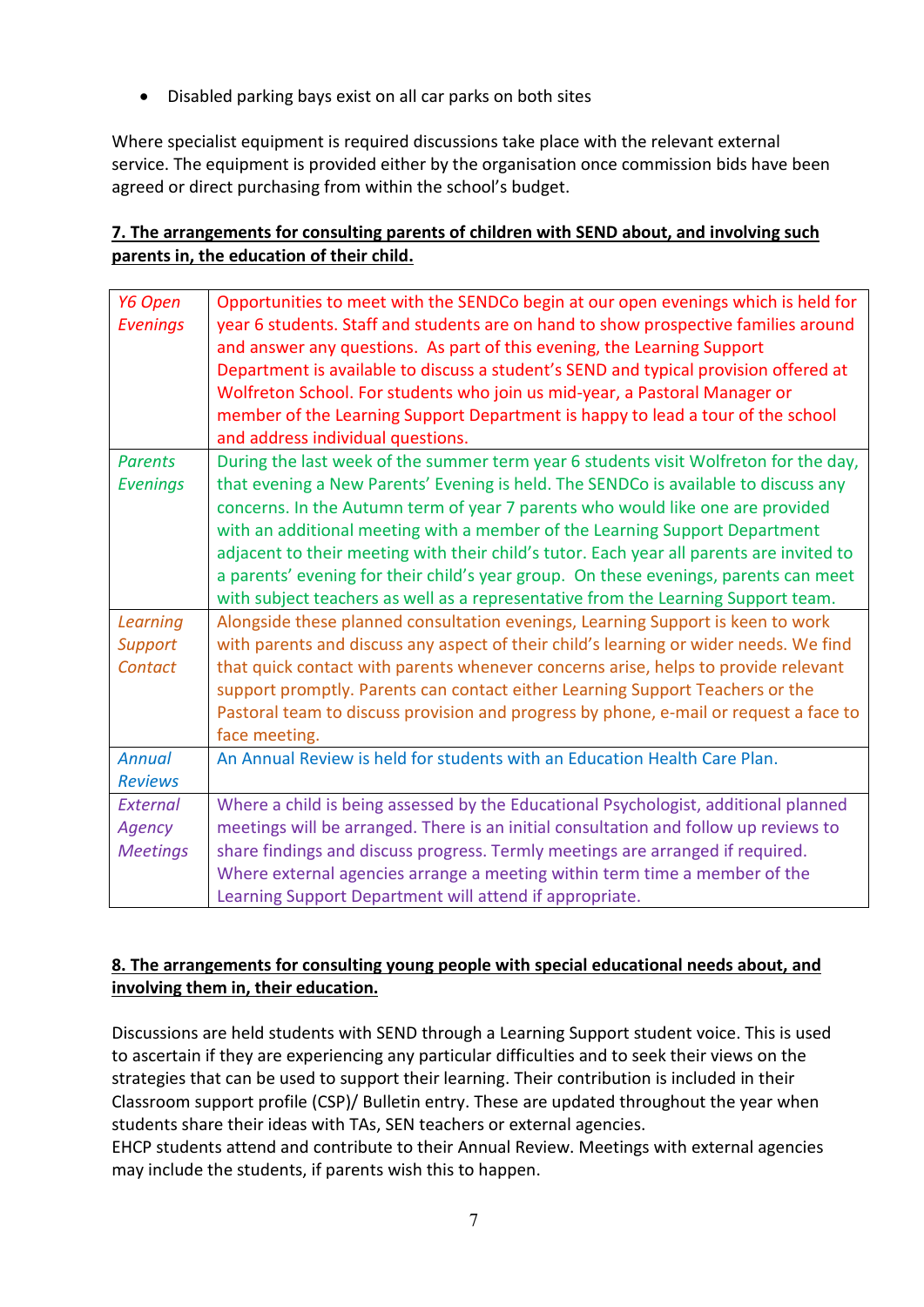- Disabled parking bays exist on all car parks on both sites

Where specialist equipment is required discussions take place with the relevant external service. The equipment is provided either by the organisation once commission bids have been agreed or direct purchasing from within the school's budget.

**7. The arrangements for consulting parents of children with SEND about, and involving such parents in, the education of their child.**

| | |
|---|---|
| *Y6 Open Evenings* | Opportunities to meet with the SENDCo begin at our open evenings which is held for year 6 students. Staff and students are on hand to show prospective families around and answer any questions. As part of this evening, the Learning Support Department is available to discuss a student's SEND and typical provision offered at Wolfreton School. For students who join us mid-year, a Pastoral Manager or member of the Learning Support Department is happy to lead a tour of the school and address individual questions. |
| *Parents Evenings* | During the last week of the summer term year 6 students visit Wolfreton for the day, that evening a New Parents' Evening is held. The SENDCo is available to discuss any concerns. In the Autumn term of year 7 parents who would like one are provided with an additional meeting with a member of the Learning Support Department adjacent to their meeting with their child's tutor. Each year all parents are invited to a parents' evening for their child's year group. On these evenings, parents can meet with subject teachers as well as a representative from the Learning Support team. |
| *Learning Support Contact* | Alongside these planned consultation evenings, Learning Support is keen to work with parents and discuss any aspect of their child's learning or wider needs. We find that quick contact with parents whenever concerns arise, helps to provide relevant support promptly. Parents can contact either Learning Support Teachers or the Pastoral team to discuss provision and progress by phone, e-mail or request a face to face meeting. |
| *Annual Reviews* | An Annual Review is held for students with an Education Health Care Plan. |
| *External Agency Meetings* | Where a child is being assessed by the Educational Psychologist, additional planned meetings will be arranged. There is an initial consultation and follow up reviews to share findings and discuss progress. Termly meetings are arranged if required. Where external agencies arrange a meeting within term time a member of the Learning Support Department will attend if appropriate. |

**8. The arrangements for consulting young people with special educational needs about, and involving them in, their education.**

Discussions are held students with SEND through a Learning Support student voice. This is used to ascertain if they are experiencing any particular difficulties and to seek their views on the strategies that can be used to support their learning. Their contribution is included in their Classroom support profile (CSP)/ Bulletin entry. These are updated throughout the year when students share their ideas with TAs, SEN teachers or external agencies.
EHCP students attend and contribute to their Annual Review. Meetings with external agencies may include the students, if parents wish this to happen.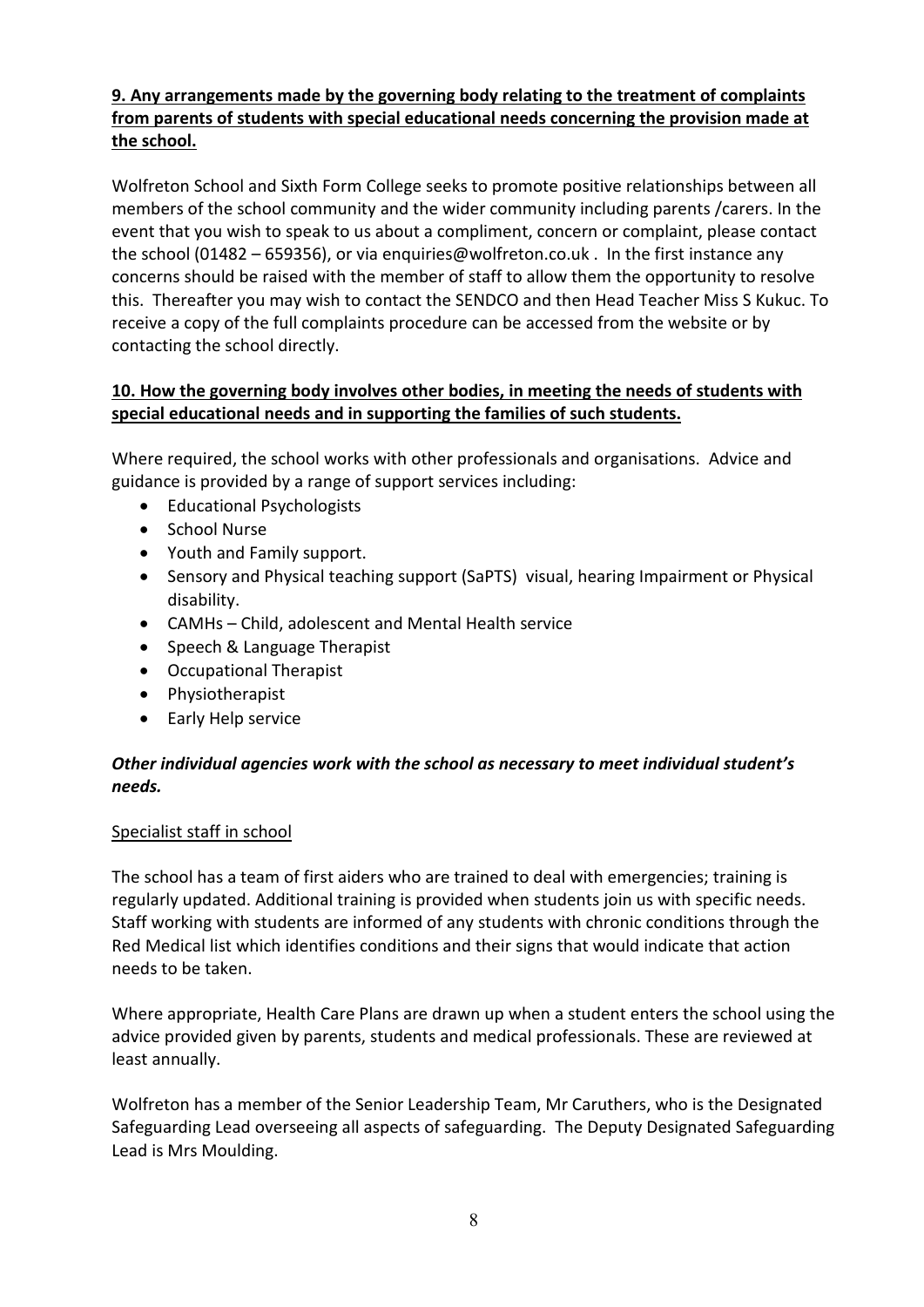**9. Any arrangements made by the governing body relating to the treatment of complaints from parents of students with special educational needs concerning the provision made at the school.**

Wolfreton School and Sixth Form College seeks to promote positive relationships between all members of the school community and the wider community including parents /carers. In the event that you wish to speak to us about a compliment, concern or complaint, please contact the school (01482 – 659356), or via enquiries@wolfreton.co.uk . In the first instance any concerns should be raised with the member of staff to allow them the opportunity to resolve this. Thereafter you may wish to contact the SENDCO and then Head Teacher Miss S Kukuc. To receive a copy of the full complaints procedure can be accessed from the website or by contacting the school directly.

**10. How the governing body involves other bodies, in meeting the needs of students with special educational needs and in supporting the families of such students.**

Where required, the school works with other professionals and organisations. Advice and guidance is provided by a range of support services including:

- Educational Psychologists
- School Nurse
- Youth and Family support.
- Sensory and Physical teaching support (SaPTS) visual, hearing Impairment or Physical disability.
- CAMHs – Child, adolescent and Mental Health service
- Speech & Language Therapist
- Occupational Therapist
- Physiotherapist
- Early Help service

***Other individual agencies work with the school as necessary to meet individual student's needs.***

Specialist staff in school

The school has a team of first aiders who are trained to deal with emergencies; training is regularly updated. Additional training is provided when students join us with specific needs. Staff working with students are informed of any students with chronic conditions through the Red Medical list which identifies conditions and their signs that would indicate that action needs to be taken.

Where appropriate, Health Care Plans are drawn up when a student enters the school using the advice provided given by parents, students and medical professionals. These are reviewed at least annually.

Wolfreton has a member of the Senior Leadership Team, Mr Caruthers, who is the Designated Safeguarding Lead overseeing all aspects of safeguarding. The Deputy Designated Safeguarding Lead is Mrs Moulding.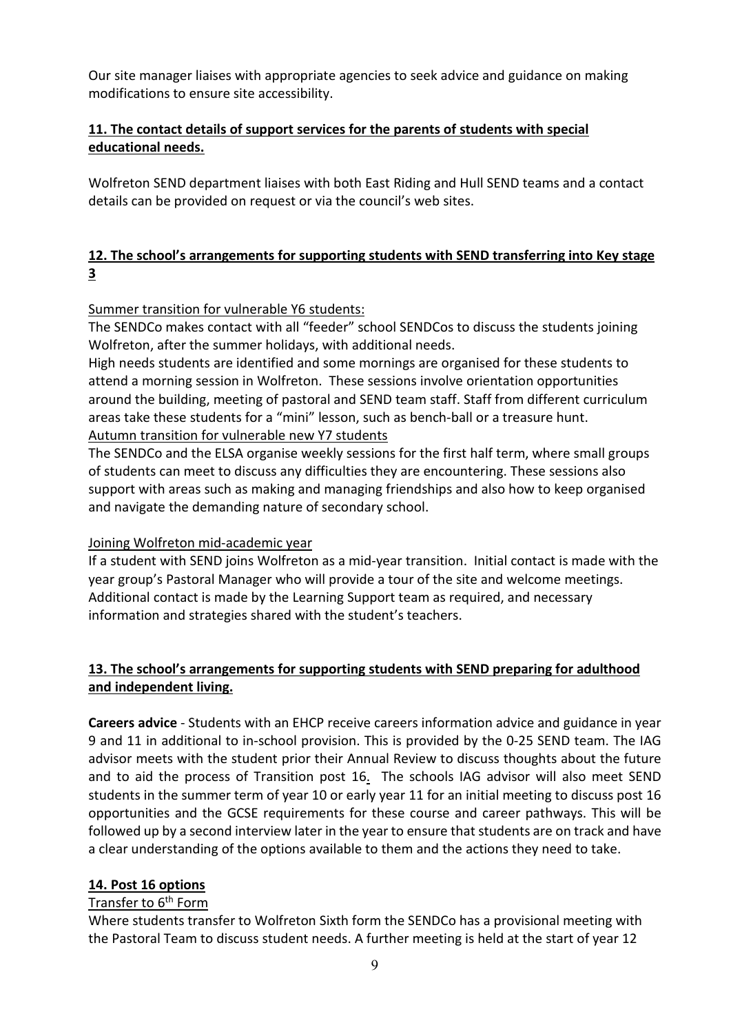Our site manager liaises with appropriate agencies to seek advice and guidance on making modifications to ensure site accessibility.

## 11. The contact details of support services for the parents of students with special educational needs.

Wolfreton SEND department liaises with both East Riding and Hull SEND teams and a contact details can be provided on request or via the council's web sites.

## 12. The school's arrangements for supporting students with SEND transferring into Key stage 3

Summer transition for vulnerable Y6 students:

The SENDCo makes contact with all "feeder" school SENDCos to discuss the students joining Wolfreton, after the summer holidays, with additional needs.

High needs students are identified and some mornings are organised for these students to attend a morning session in Wolfreton. These sessions involve orientation opportunities around the building, meeting of pastoral and SEND team staff. Staff from different curriculum areas take these students for a "mini" lesson, such as bench-ball or a treasure hunt.

Autumn transition for vulnerable new Y7 students

The SENDCo and the ELSA organise weekly sessions for the first half term, where small groups of students can meet to discuss any difficulties they are encountering. These sessions also support with areas such as making and managing friendships and also how to keep organised and navigate the demanding nature of secondary school.

Joining Wolfreton mid-academic year

If a student with SEND joins Wolfreton as a mid-year transition. Initial contact is made with the year group's Pastoral Manager who will provide a tour of the site and welcome meetings. Additional contact is made by the Learning Support team as required, and necessary information and strategies shared with the student's teachers.

## 13. The school's arrangements for supporting students with SEND preparing for adulthood and independent living.

**Careers advice** - Students with an EHCP receive careers information advice and guidance in year 9 and 11 in additional to in-school provision. This is provided by the 0-25 SEND team. The IAG advisor meets with the student prior their Annual Review to discuss thoughts about the future and to aid the process of Transition post 16. The schools IAG advisor will also meet SEND students in the summer term of year 10 or early year 11 for an initial meeting to discuss post 16 opportunities and the GCSE requirements for these course and career pathways. This will be followed up by a second interview later in the year to ensure that students are on track and have a clear understanding of the options available to them and the actions they need to take.

## 14. Post 16 options

Transfer to 6th Form

Where students transfer to Wolfreton Sixth form the SENDCo has a provisional meeting with the Pastoral Team to discuss student needs. A further meeting is held at the start of year 12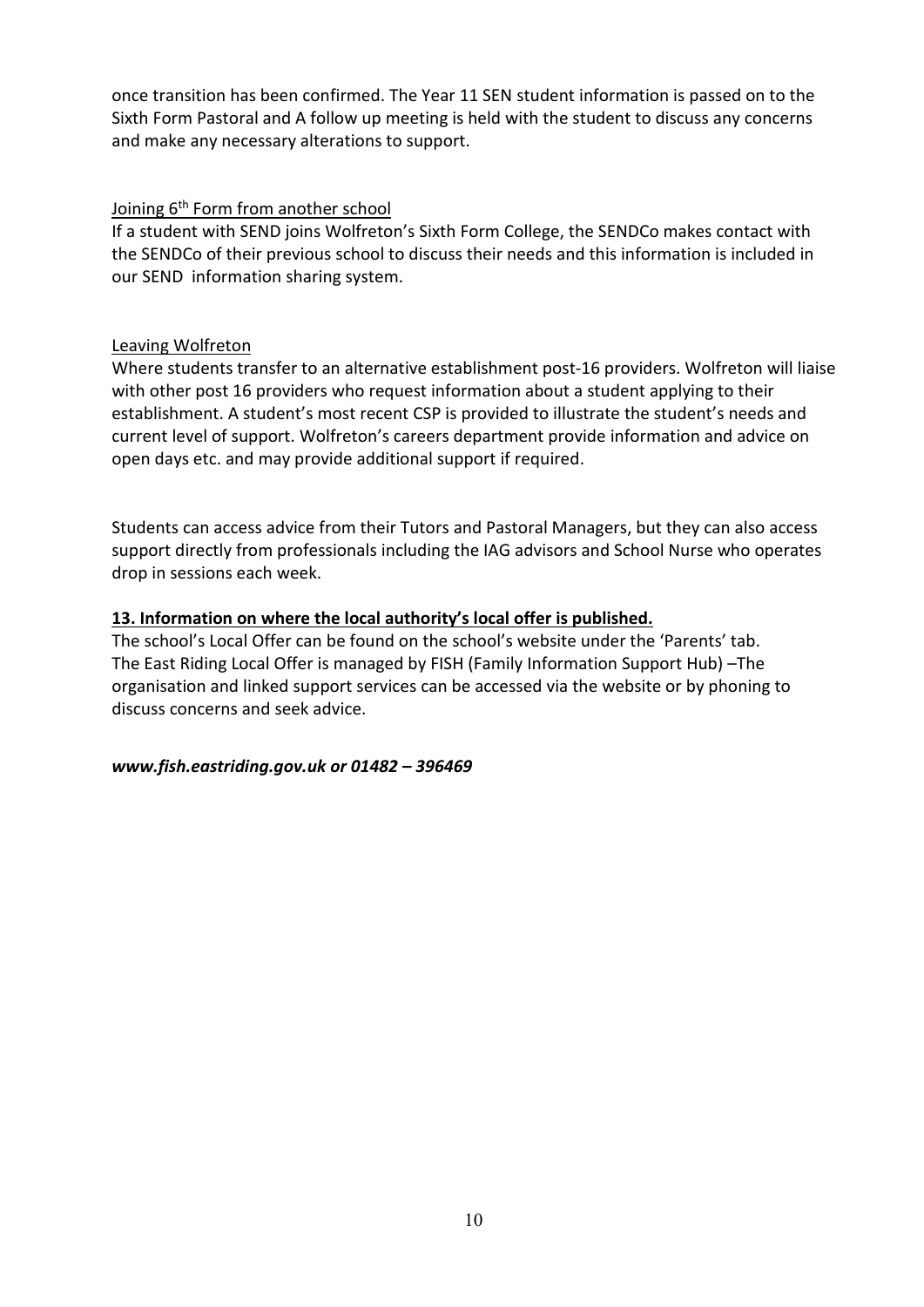once transition has been confirmed. The Year 11 SEN student information is passed on to the Sixth Form Pastoral and A follow up meeting is held with the student to discuss any concerns and make any necessary alterations to support.

Joining 6th Form from another school

If a student with SEND joins Wolfreton's Sixth Form College, the SENDCo makes contact with the SENDCo of their previous school to discuss their needs and this information is included in our SEND information sharing system.

Leaving Wolfreton

Where students transfer to an alternative establishment post-16 providers. Wolfreton will liaise with other post 16 providers who request information about a student applying to their establishment. A student's most recent CSP is provided to illustrate the student's needs and current level of support. Wolfreton's careers department provide information and advice on open days etc. and may provide additional support if required.

Students can access advice from their Tutors and Pastoral Managers, but they can also access support directly from professionals including the IAG advisors and School Nurse who operates drop in sessions each week.

**13. Information on where the local authority's local offer is published.**

The school's Local Offer can be found on the school's website under the 'Parents' tab.
The East Riding Local Offer is managed by FISH (Family Information Support Hub) –The organisation and linked support services can be accessed via the website or by phoning to discuss concerns and seek advice.

***www.fish.eastriding.gov.uk or 01482 – 396469***